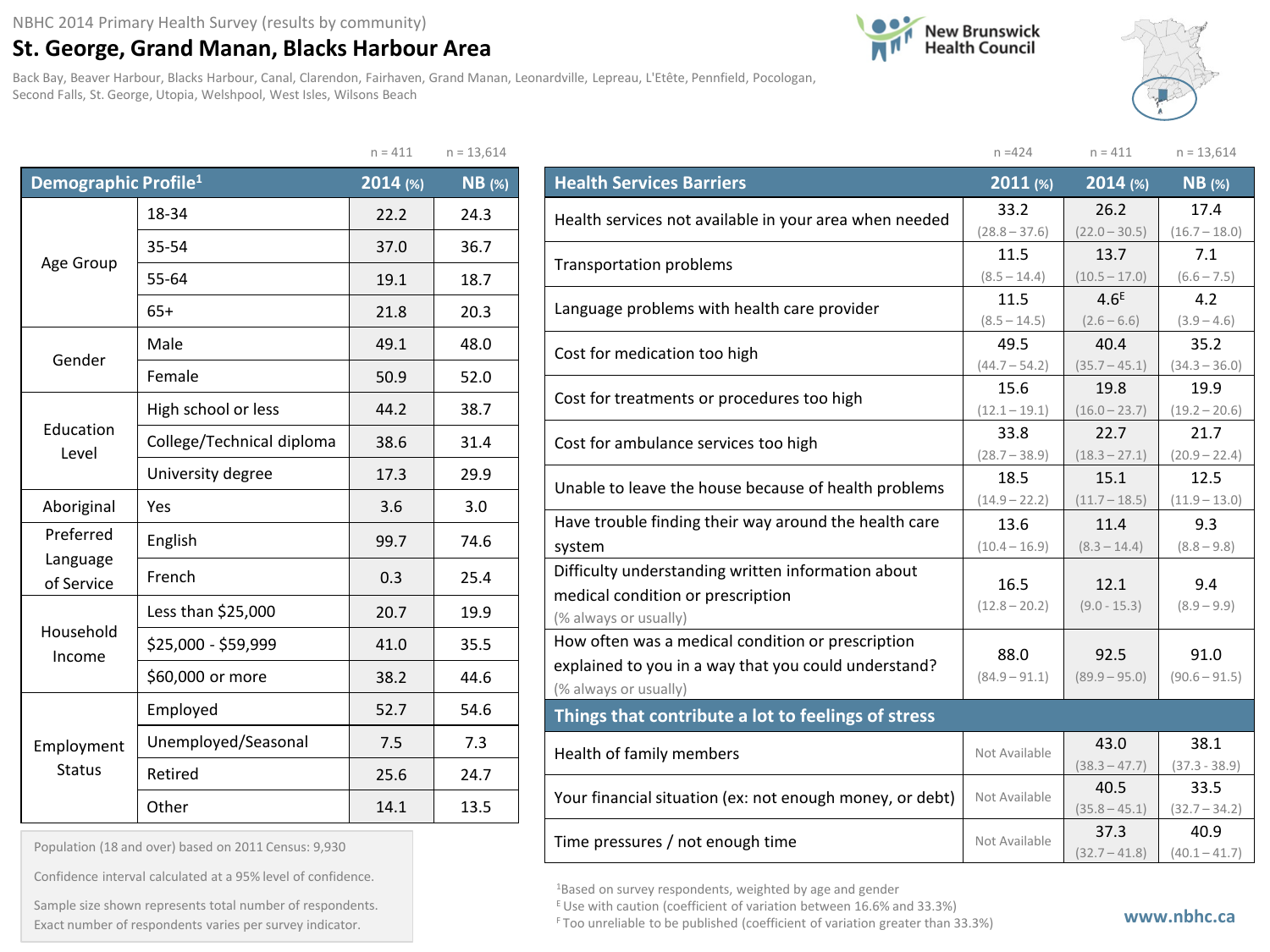NBHC 2014 Primary Health Survey (results by community)

# St. George, Grand Manan, Blacks Harbour Area

Back Bay, Beaver Harbour, Blacks Harbour, Canal, Clarendon, Fairhaven, Grand Manan, Leonardville, Lepreau, L'Etête, Pennfield, Pocologan, Second Falls, St. George, Utopia, Welshpool, West Isles, Wilsons Beach

New Brunswick Health Council

| Demographic Profile[1] | | 2014 (%) | NB (%) |
|---|---|---|---|
| | | n = 411 | n = 13,614 |
| Age Group | 18-34 | 22.2 | 24.3 |
| | 35-54 | 37.0 | 36.7 |
| | 55-64 | 19.1 | 18.7 |
| | 65+ | 21.8 | 20.3 |
| Gender | Male | 49.1 | 48.0 |
| | Female | 50.9 | 52.0 |
| Education Level | High school or less | 44.2 | 38.7 |
| | College/Technical diploma | 38.6 | 31.4 |
| | University degree | 17.3 | 29.9 |
| Aboriginal | Yes | 3.6 | 3.0 |
| Preferred Language of Service | English | 99.7 | 74.6 |
| | French | 0.3 | 25.4 |
| Household Income | Less than $25,000 | 20.7 | 19.9 |
| | $25,000 - $59,999 | 41.0 | 35.5 |
| | $60,000 or more | 38.2 | 44.6 |
| Employment Status | Employed | 52.7 | 54.6 |
| | Unemployed/Seasonal | 7.5 | 7.3 |
| | Retired | 25.6 | 24.7 |
| | Other | 14.1 | 13.5 |

Population (18 and over) based on 2011 Census: 9,930

Confidence interval calculated at a 95% level of confidence.

Sample size shown represents total number of respondents. Exact number of respondents varies per survey indicator.

| Health Services Barriers | 2011 (%) | 2014 (%) | NB (%) |
|---|---|---|---|
| | n = 424 | n = 411 | n = 13,614 |
| Health services not available in your area when needed | 33.2 (28.8 – 37.6) | 26.2 (22.0 – 30.5) | 17.4 (16.7 – 18.0) |
| Transportation problems | 11.5 (8.5 – 14.4) | 13.7 (10.5 – 17.0) | 7.1 (6.6 – 7.5) |
| Language problems with health care provider | 11.5 (8.5 – 14.5) | 4.6[E] (2.6 – 6.6) | 4.2 (3.9 – 4.6) |
| Cost for medication too high | 49.5 (44.7 – 54.2) | 40.4 (35.7 – 45.1) | 35.2 (34.3 – 36.0) |
| Cost for treatments or procedures too high | 15.6 (12.1 – 19.1) | 19.8 (16.0 – 23.7) | 19.9 (19.2 – 20.6) |
| Cost for ambulance services too high | 33.8 (28.7 – 38.9) | 22.7 (18.3 – 27.1) | 21.7 (20.9 – 22.4) |
| Unable to leave the house because of health problems | 18.5 (14.9 – 22.2) | 15.1 (11.7 – 18.5) | 12.5 (11.9 – 13.0) |
| Have trouble finding their way around the health care system | 13.6 (10.4 – 16.9) | 11.4 (8.3 – 14.4) | 9.3 (8.8 – 9.8) |
| Difficulty understanding written information about medical condition or prescription (% always or usually) | 16.5 (12.8 – 20.2) | 12.1 (9.0 - 15.3) | 9.4 (8.9 – 9.9) |
| How often was a medical condition or prescription explained to you in a way that you could understand? (% always or usually) | 88.0 (84.9 – 91.1) | 92.5 (89.9 – 95.0) | 91.0 (90.6 – 91.5) |
| **Things that contribute a lot to feelings of stress** | | | |
| Health of family members | Not Available | 43.0 (38.3 – 47.7) | 38.1 (37.3 - 38.9) |
| Your financial situation (ex: not enough money, or debt) | Not Available | 40.5 (35.8 – 45.1) | 33.5 (32.7 – 34.2) |
| Time pressures / not enough time | Not Available | 37.3 (32.7 – 41.8) | 40.9 (40.1 – 41.7) |

[1]Based on survey respondents, weighted by age and gender

[E] Use with caution (coefficient of variation between 16.6% and 33.3%)

[F] Too unreliable to be published (coefficient of variation greater than 33.3%)

www.nbhc.ca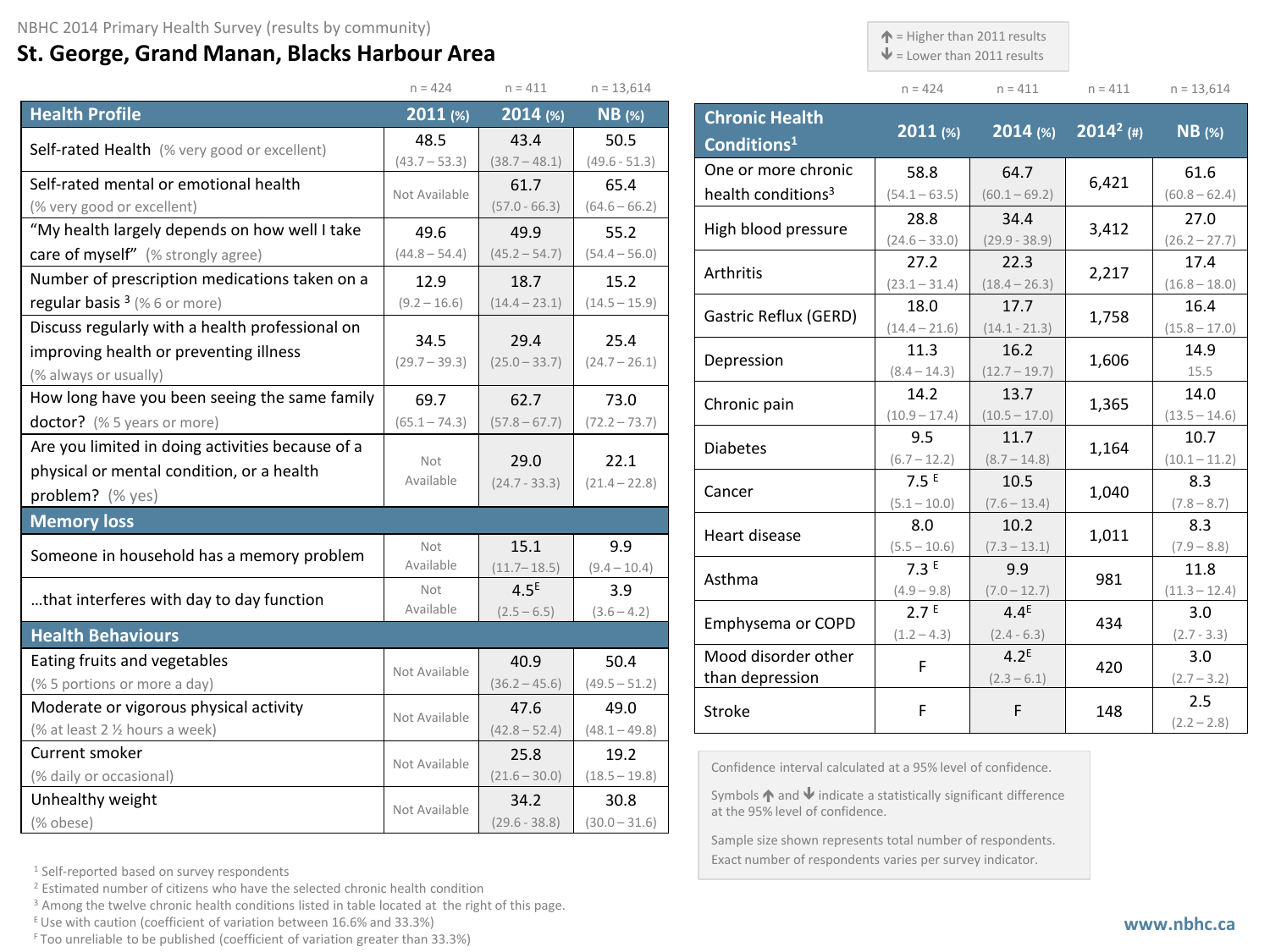NBHC 2014 Primary Health Survey (results by community)

# St. George, Grand Manan, Blacks Harbour Area

↑ = Higher than 2011 results
↓ = Lower than 2011 results

| Health Profile | 2011 (%) n = 424 | 2014 (%) n = 411 | NB (%) n = 13,614 |
|---|---|---|---|
| Self-rated Health (% very good or excellent) | 48.5 (43.7 – 53.3) | 43.4 (38.7 – 48.1) | 50.5 (49.6 - 51.3) |
| Self-rated mental or emotional health (% very good or excellent) | Not Available | 61.7 (57.0 - 66.3) | 65.4 (64.6 – 66.2) |
| "My health largely depends on how well I take care of myself" (% strongly agree) | 49.6 (44.8 – 54.4) | 49.9 (45.2 – 54.7) | 55.2 (54.4 – 56.0) |
| Number of prescription medications taken on a regular basis [3] (% 6 or more) | 12.9 (9.2 – 16.6) | 18.7 (14.4 – 23.1) | 15.2 (14.5 – 15.9) |
| Discuss regularly with a health professional on improving health or preventing illness (% always or usually) | 34.5 (29.7 – 39.3) | 29.4 (25.0 – 33.7) | 25.4 (24.7 – 26.1) |
| How long have you been seeing the same family doctor? (% 5 years or more) | 69.7 (65.1 – 74.3) | 62.7 (57.8 – 67.7) | 73.0 (72.2 – 73.7) |
| Are you limited in doing activities because of a physical or mental condition, or a health problem? (% yes) | Not Available | 29.0 (24.7 - 33.3) | 22.1 (21.4 – 22.8) |
| **Memory loss** | | | |
| Someone in household has a memory problem | Not Available | 15.1 (11.7– 18.5) | 9.9 (9.4 – 10.4) |
| …that interferes with day to day function | Not Available | 4.5[E] (2.5 – 6.5) | 3.9 (3.6 – 4.2) |
| **Health Behaviours** | | | |
| Eating fruits and vegetables (% 5 portions or more a day) | Not Available | 40.9 (36.2 – 45.6) | 50.4 (49.5 – 51.2) |
| Moderate or vigorous physical activity (% at least 2 ½ hours a week) | Not Available | 47.6 (42.8 – 52.4) | 49.0 (48.1 – 49.8) |
| Current smoker (% daily or occasional) | Not Available | 25.8 (21.6 – 30.0) | 19.2 (18.5 – 19.8) |
| Unhealthy weight (% obese) | Not Available | 34.2 (29.6 - 38.8) | 30.8 (30.0 – 31.6) |

| Chronic Health Conditions[1] | 2011 (%) n = 424 | 2014 (%) n = 411 | 2014[2] (#) n = 411 | NB (%) n = 13,614 |
|---|---|---|---|---|
| One or more chronic health conditions[3] | 58.8 (54.1 – 63.5) | 64.7 (60.1 – 69.2) | 6,421 | 61.6 (60.8 – 62.4) |
| High blood pressure | 28.8 (24.6 – 33.0) | 34.4 (29.9 - 38.9) | 3,412 | 27.0 (26.2 – 27.7) |
| Arthritis | 27.2 (23.1 – 31.4) | 22.3 (18.4 – 26.3) | 2,217 | 17.4 (16.8 – 18.0) |
| Gastric Reflux (GERD) | 18.0 (14.4 – 21.6) | 17.7 (14.1 - 21.3) | 1,758 | 16.4 (15.8 – 17.0) |
| Depression | 11.3 (8.4 – 14.3) | 16.2 (12.7 – 19.7) | 1,606 | 14.9 15.5 |
| Chronic pain | 14.2 (10.9 – 17.4) | 13.7 (10.5 – 17.0) | 1,365 | 14.0 (13.5 – 14.6) |
| Diabetes | 9.5 (6.7 – 12.2) | 11.7 (8.7 – 14.8) | 1,164 | 10.7 (10.1 – 11.2) |
| Cancer | 7.5 [E] (5.1 – 10.0) | 10.5 (7.6 – 13.4) | 1,040 | 8.3 (7.8 – 8.7) |
| Heart disease | 8.0 (5.5 – 10.6) | 10.2 (7.3 – 13.1) | 1,011 | 8.3 (7.9 – 8.8) |
| Asthma | 7.3 [E] (4.9 – 9.8) | 9.9 (7.0 – 12.7) | 981 | 11.8 (11.3 – 12.4) |
| Emphysema or COPD | 2.7 [E] (1.2 – 4.3) | 4.4[E] (2.4 - 6.3) | 434 | 3.0 (2.7 - 3.3) |
| Mood disorder other than depression | F | 4.2[E] (2.3 – 6.1) | 420 | 3.0 (2.7 – 3.2) |
| Stroke | F | F | 148 | 2.5 (2.2 – 2.8) |

Confidence interval calculated at a 95% level of confidence.

Symbols ↑ and ↓ indicate a statistically significant difference at the 95% level of confidence.

Sample size shown represents total number of respondents. Exact number of respondents varies per survey indicator.

[1] Self-reported based on survey respondents
[2] Estimated number of citizens who have the selected chronic health condition
[3] Among the twelve chronic health conditions listed in table located at the right of this page.
[E] Use with caution (coefficient of variation between 16.6% and 33.3%)
[F] Too unreliable to be published (coefficient of variation greater than 33.3%)

www.nbhc.ca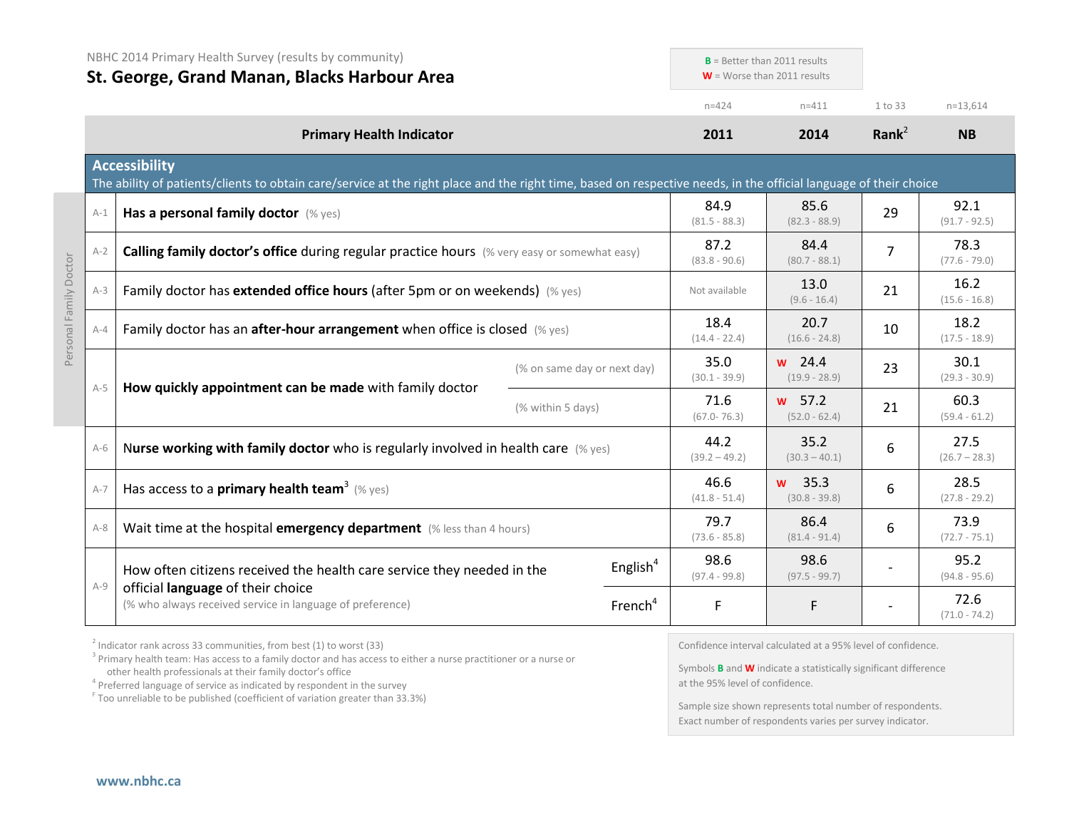NBHC 2014 Primary Health Survey (results by community)

# St. George, Grand Manan, Blacks Harbour Area

**B** = Better than 2011 results
**W** = Worse than 2011 results

| | Primary Health Indicator | | 2011 (n=424) | 2014 (n=411) | Rank[2] (1 to 33) | NB (n=13,614) |
|---|---|---|---|---|---|---|
| | **Accessibility** The ability of patients/clients to obtain care/service at the right place and the right time, based on respective needs, in the official language of their choice | | | | | |
| A-1 | **Has a personal family doctor** (% yes) | | 84.9 (81.5 - 88.3) | 85.6 (82.3 - 88.9) | 29 | 92.1 (91.7 - 92.5) |
| A-2 | **Calling family doctor's office** during regular practice hours (% very easy or somewhat easy) | | 87.2 (83.8 - 90.6) | 84.4 (80.7 - 88.1) | 7 | 78.3 (77.6 - 79.0) |
| A-3 | Family doctor has **extended office hours** (after 5pm or on weekends) (% yes) | | Not available | 13.0 (9.6 - 16.4) | 21 | 16.2 (15.6 - 16.8) |
| A-4 | Family doctor has an **after-hour arrangement** when office is closed (% yes) | | 18.4 (14.4 - 22.4) | 20.7 (16.6 - 24.8) | 10 | 18.2 (17.5 - 18.9) |
| A-5 | **How quickly appointment can be made** with family doctor | (% on same day or next day) | 35.0 (30.1 - 39.9) | W 24.4 (19.9 - 28.9) | 23 | 30.1 (29.3 - 30.9) |
| | | (% within 5 days) | 71.6 (67.0- 76.3) | W 57.2 (52.0 - 62.4) | 21 | 60.3 (59.4 - 61.2) |
| A-6 | **Nurse working with family doctor** who is regularly involved in health care (% yes) | | 44.2 (39.2 – 49.2) | 35.2 (30.3 – 40.1) | 6 | 27.5 (26.7 – 28.3) |
| A-7 | Has access to a **primary health team**[3] (% yes) | | 46.6 (41.8 - 51.4) | W 35.3 (30.8 - 39.8) | 6 | 28.5 (27.8 - 29.2) |
| A-8 | Wait time at the hospital **emergency department** (% less than 4 hours) | | 79.7 (73.6 - 85.8) | 86.4 (81.4 - 91.4) | 6 | 73.9 (72.7 - 75.1) |
| A-9 | How often citizens received the health care service they needed in the official **language** of their choice (% who always received service in language of preference) | English[4] | 98.6 (97.4 - 99.8) | 98.6 (97.5 - 99.7) | - | 95.2 (94.8 - 95.6) |
| | | French[4] | F | F | - | 72.6 (71.0 - 74.2) |

Personal Family Doctor (A-1 to A-5)

[2] Indicator rank across 33 communities, from best (1) to worst (33)
[3] Primary health team: Has access to a family doctor and has access to either a nurse practitioner or a nurse or other health professionals at their family doctor's office
[4] Preferred language of service as indicated by respondent in the survey
[F] Too unreliable to be published (coefficient of variation greater than 33.3%)

Confidence interval calculated at a 95% level of confidence.

Symbols **B** and **W** indicate a statistically significant difference at the 95% level of confidence.

Sample size shown represents total number of respondents. Exact number of respondents varies per survey indicator.

www.nbhc.ca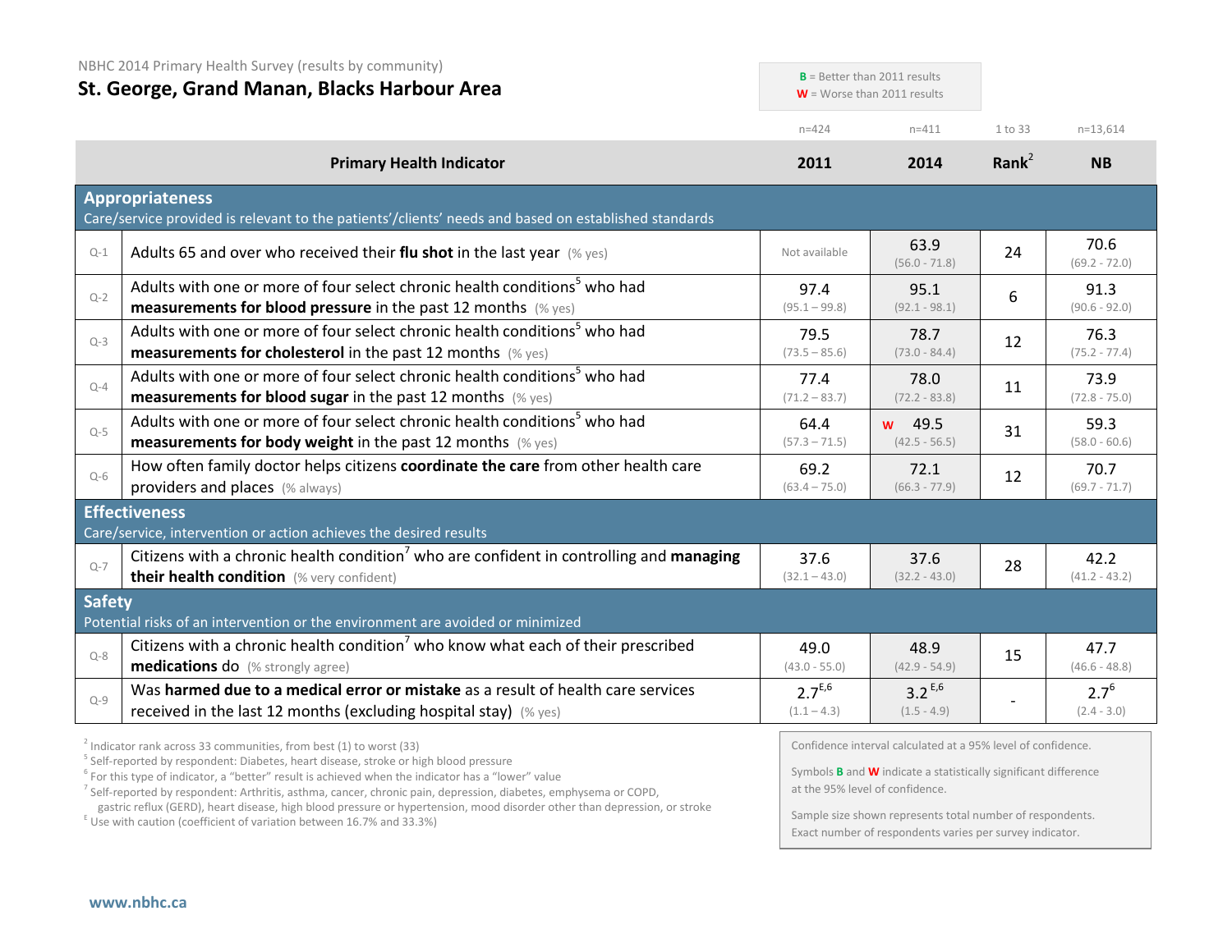NBHC 2014 Primary Health Survey (results by community)

## St. George, Grand Manan, Blacks Harbour Area

**B** = Better than 2011 results
**W** = Worse than 2011 results

| | Primary Health Indicator | 2011 (n=424) | 2014 (n=411) | Rank[2] (1 to 33) | NB (n=13,614) |
|---|---|---|---|---|---|
| **Appropriateness** — Care/service provided is relevant to the patients'/clients' needs and based on established standards | | | | | |
| Q-1 | Adults 65 and over who received their **flu shot** in the last year (% yes) | Not available | 63.9 (56.0 - 71.8) | 24 | 70.6 (69.2 - 72.0) |
| Q-2 | Adults with one or more of four select chronic health conditions[5] who had **measurements for blood pressure** in the past 12 months (% yes) | 97.4 (95.1 – 99.8) | 95.1 (92.1 - 98.1) | 6 | 91.3 (90.6 - 92.0) |
| Q-3 | Adults with one or more of four select chronic health conditions[5] who had **measurements for cholesterol** in the past 12 months (% yes) | 79.5 (73.5 – 85.6) | 78.7 (73.0 - 84.4) | 12 | 76.3 (75.2 - 77.4) |
| Q-4 | Adults with one or more of four select chronic health conditions[5] who had **measurements for blood sugar** in the past 12 months (% yes) | 77.4 (71.2 – 83.7) | 78.0 (72.2 - 83.8) | 11 | 73.9 (72.8 - 75.0) |
| Q-5 | Adults with one or more of four select chronic health conditions[5] who had **measurements for body weight** in the past 12 months (% yes) | 64.4 (57.3 – 71.5) | W 49.5 (42.5 - 56.5) | 31 | 59.3 (58.0 - 60.6) |
| Q-6 | How often family doctor helps citizens **coordinate the care** from other health care providers and places (% always) | 69.2 (63.4 – 75.0) | 72.1 (66.3 - 77.9) | 12 | 70.7 (69.7 - 71.7) |
| **Effectiveness** — Care/service, intervention or action achieves the desired results | | | | | |
| Q-7 | Citizens with a chronic health condition[7] who are confident in controlling and **managing their health condition** (% very confident) | 37.6 (32.1 – 43.0) | 37.6 (32.2 - 43.0) | 28 | 42.2 (41.2 - 43.2) |
| **Safety** — Potential risks of an intervention or the environment are avoided or minimized | | | | | |
| Q-8 | Citizens with a chronic health condition[7] who know what each of their prescribed **medications** do (% strongly agree) | 49.0 (43.0 - 55.0) | 48.9 (42.9 - 54.9) | 15 | 47.7 (46.6 - 48.8) |
| Q-9 | Was **harmed due to a medical error or mistake** as a result of health care services received in the last 12 months (excluding hospital stay) (% yes) | 2.7[E,6] (1.1 – 4.3) | 3.2[E,6] (1.5 - 4.9) | - | 2.7[6] (2.4 - 3.0) |

[2] Indicator rank across 33 communities, from best (1) to worst (33)
[5] Self-reported by respondent: Diabetes, heart disease, stroke or high blood pressure
[6] For this type of indicator, a "better" result is achieved when the indicator has a "lower" value
[7] Self-reported by respondent: Arthritis, asthma, cancer, chronic pain, depression, diabetes, emphysema or COPD, gastric reflux (GERD), heart disease, high blood pressure or hypertension, mood disorder other than depression, or stroke
[E] Use with caution (coefficient of variation between 16.7% and 33.3%)

Confidence interval calculated at a 95% level of confidence.

Symbols **B** and **W** indicate a statistically significant difference at the 95% level of confidence.

Sample size shown represents total number of respondents. Exact number of respondents varies per survey indicator.

www.nbhc.ca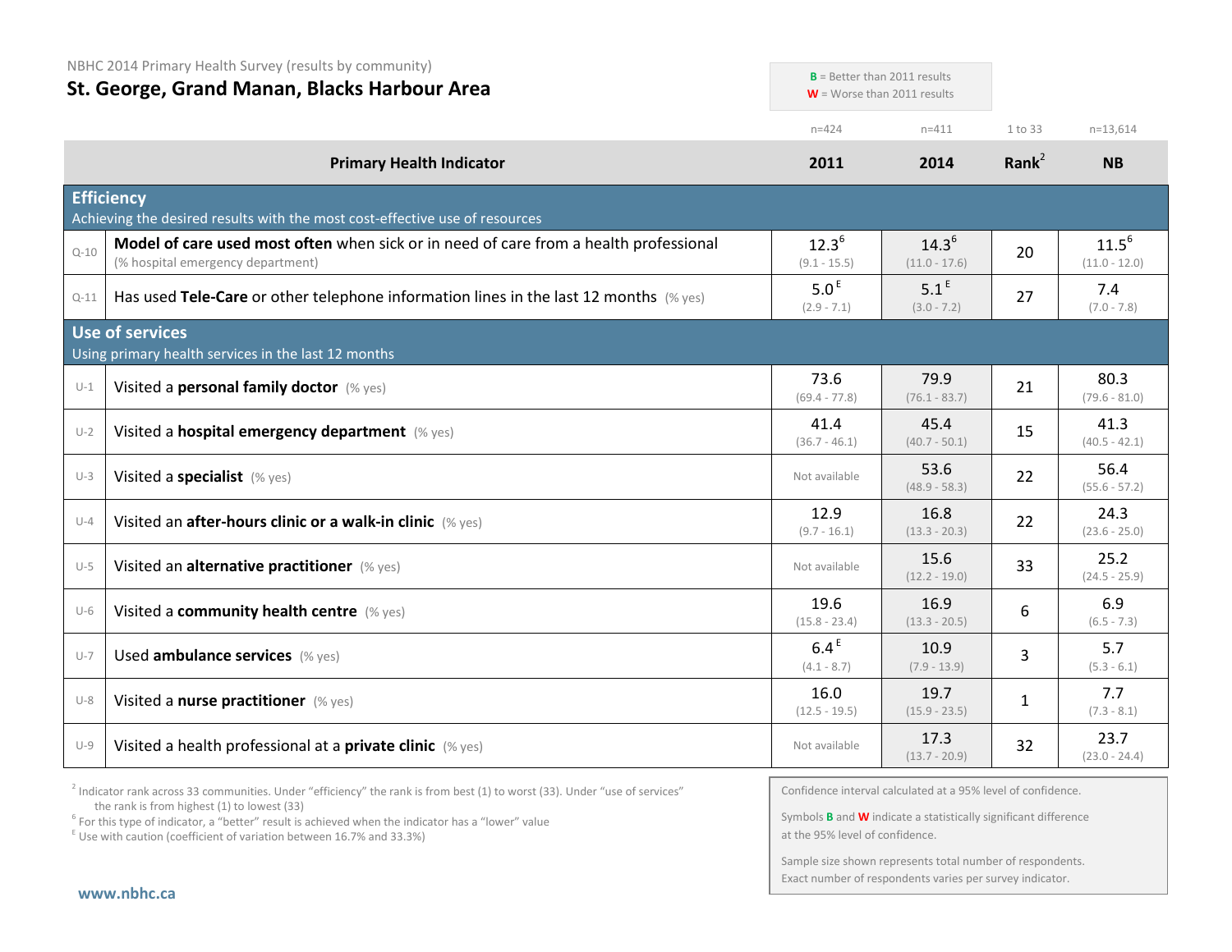NBHC 2014 Primary Health Survey (results by community)

## St. George, Grand Manan, Blacks Harbour Area

**B** = Better than 2011 results
**W** = Worse than 2011 results

| | Primary Health Indicator | 2011 (n=424) | 2014 (n=411) | Rank[2] (1 to 33) | NB (n=13,614) |
|---|---|---|---|---|---|
| | **Efficiency** Achieving the desired results with the most cost-effective use of resources | | | | |
| Q-10 | **Model of care used most often** when sick or in need of care from a health professional (% hospital emergency department) | 12.3[6] (9.1 - 15.5) | 14.3[6] (11.0 - 17.6) | 20 | 11.5[6] (11.0 - 12.0) |
| Q-11 | Has used **Tele-Care** or other telephone information lines in the last 12 months (% yes) | 5.0[E] (2.9 - 7.1) | 5.1[E] (3.0 - 7.2) | 27 | 7.4 (7.0 - 7.8) |
| | **Use of services** Using primary health services in the last 12 months | | | | |
| U-1 | Visited a **personal family doctor** (% yes) | 73.6 (69.4 - 77.8) | 79.9 (76.1 - 83.7) | 21 | 80.3 (79.6 - 81.0) |
| U-2 | Visited a **hospital emergency department** (% yes) | 41.4 (36.7 - 46.1) | 45.4 (40.7 - 50.1) | 15 | 41.3 (40.5 - 42.1) |
| U-3 | Visited a **specialist** (% yes) | Not available | 53.6 (48.9 - 58.3) | 22 | 56.4 (55.6 - 57.2) |
| U-4 | Visited an **after-hours clinic or a walk-in clinic** (% yes) | 12.9 (9.7 - 16.1) | 16.8 (13.3 - 20.3) | 22 | 24.3 (23.6 - 25.0) |
| U-5 | Visited an **alternative practitioner** (% yes) | Not available | 15.6 (12.2 - 19.0) | 33 | 25.2 (24.5 - 25.9) |
| U-6 | Visited a **community health centre** (% yes) | 19.6 (15.8 - 23.4) | 16.9 (13.3 - 20.5) | 6 | 6.9 (6.5 - 7.3) |
| U-7 | Used **ambulance services** (% yes) | 6.4[E] (4.1 - 8.7) | 10.9 (7.9 - 13.9) | 3 | 5.7 (5.3 - 6.1) |
| U-8 | Visited a **nurse practitioner** (% yes) | 16.0 (12.5 - 19.5) | 19.7 (15.9 - 23.5) | 1 | 7.7 (7.3 - 8.1) |
| U-9 | Visited a health professional at a **private clinic** (% yes) | Not available | 17.3 (13.7 - 20.9) | 32 | 23.7 (23.0 - 24.4) |

[2] Indicator rank across 33 communities. Under "efficiency" the rank is from best (1) to worst (33). Under "use of services" the rank is from highest (1) to lowest (33)

[6] For this type of indicator, a "better" result is achieved when the indicator has a "lower" value

[E] Use with caution (coefficient of variation between 16.7% and 33.3%)

Confidence interval calculated at a 95% level of confidence.

Symbols **B** and **W** indicate a statistically significant difference at the 95% level of confidence.

Sample size shown represents total number of respondents. Exact number of respondents varies per survey indicator.

www.nbhc.ca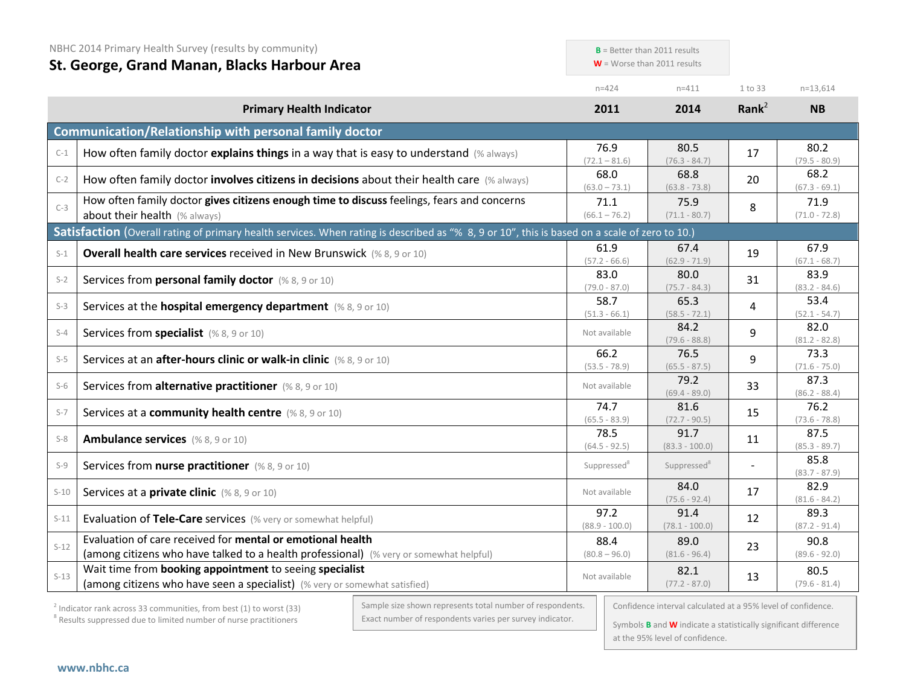NBHC 2014 Primary Health Survey (results by community)

# St. George, Grand Manan, Blacks Harbour Area

**B** = Better than 2011 results
**W** = Worse than 2011 results

| | Primary Health Indicator | 2011 (n=424) | 2014 (n=411) | Rank[2] (1 to 33) | NB (n=13,614) |
|---|---|---|---|---|---|
| **Communication/Relationship with personal family doctor** | | | | | |
| C-1 | How often family doctor **explains things** in a way that is easy to understand (% always) | 76.9 (72.1 – 81.6) | 80.5 (76.3 - 84.7) | 17 | 80.2 (79.5 - 80.9) |
| C-2 | How often family doctor **involves citizens in decisions** about their health care (% always) | 68.0 (63.0 – 73.1) | 68.8 (63.8 - 73.8) | 20 | 68.2 (67.3 - 69.1) |
| C-3 | How often family doctor **gives citizens enough time to discuss** feelings, fears and concerns about their health (% always) | 71.1 (66.1 – 76.2) | 75.9 (71.1 - 80.7) | 8 | 71.9 (71.0 - 72.8) |
| **Satisfaction** (Overall rating of primary health services. When rating is described as "% 8, 9 or 10", this is based on a scale of zero to 10.) | | | | | |
| S-1 | **Overall health care services** received in New Brunswick (% 8, 9 or 10) | 61.9 (57.2 - 66.6) | 67.4 (62.9 - 71.9) | 19 | 67.9 (67.1 - 68.7) |
| S-2 | Services from **personal family doctor** (% 8, 9 or 10) | 83.0 (79.0 - 87.0) | 80.0 (75.7 - 84.3) | 31 | 83.9 (83.2 - 84.6) |
| S-3 | Services at the **hospital emergency department** (% 8, 9 or 10) | 58.7 (51.3 - 66.1) | 65.3 (58.5 - 72.1) | 4 | 53.4 (52.1 - 54.7) |
| S-4 | Services from **specialist** (% 8, 9 or 10) | Not available | 84.2 (79.6 - 88.8) | 9 | 82.0 (81.2 - 82.8) |
| S-5 | Services at an **after-hours clinic or walk-in clinic** (% 8, 9 or 10) | 66.2 (53.5 - 78.9) | 76.5 (65.5 - 87.5) | 9 | 73.3 (71.6 - 75.0) |
| S-6 | Services from **alternative practitioner** (% 8, 9 or 10) | Not available | 79.2 (69.4 - 89.0) | 33 | 87.3 (86.2 - 88.4) |
| S-7 | Services at a **community health centre** (% 8, 9 or 10) | 74.7 (65.5 - 83.9) | 81.6 (72.7 - 90.5) | 15 | 76.2 (73.6 - 78.8) |
| S-8 | **Ambulance services** (% 8, 9 or 10) | 78.5 (64.5 - 92.5) | 91.7 (83.3 - 100.0) | 11 | 87.5 (85.3 - 89.7) |
| S-9 | Services from **nurse practitioner** (% 8, 9 or 10) | Suppressed[8] | Suppressed[8] | - | 85.8 (83.7 - 87.9) |
| S-10 | Services at a **private clinic** (% 8, 9 or 10) | Not available | 84.0 (75.6 - 92.4) | 17 | 82.9 (81.6 - 84.2) |
| S-11 | Evaluation of **Tele-Care** services (% very or somewhat helpful) | 97.2 (88.9 - 100.0) | 91.4 (78.1 - 100.0) | 12 | 89.3 (87.2 - 91.4) |
| S-12 | Evaluation of care received for **mental or emotional health** (among citizens who have talked to a health professional) (% very or somewhat helpful) | 88.4 (80.8 – 96.0) | 89.0 (81.6 - 96.4) | 23 | 90.8 (89.6 - 92.0) |
| S-13 | Wait time from **booking appointment** to seeing **specialist** (among citizens who have seen a specialist) (% very or somewhat satisfied) | Not available | 82.1 (77.2 - 87.0) | 13 | 80.5 (79.6 - 81.4) |

[2] Indicator rank across 33 communities, from best (1) to worst (33)
[8] Results suppressed due to limited number of nurse practitioners

Sample size shown represents total number of respondents. Exact number of respondents varies per survey indicator.

Confidence interval calculated at a 95% level of confidence.

Symbols **B** and **W** indicate a statistically significant difference at the 95% level of confidence.

www.nbhc.ca